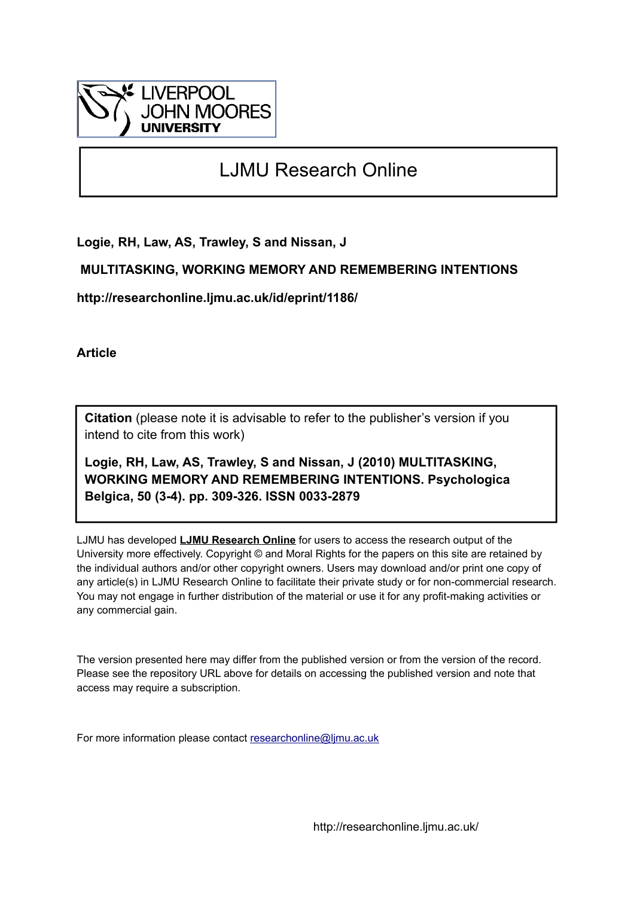LIVERPOOL JOHN MOORES UNIVERSITY

# LJMU Research Online

**Logie, RH, Law, AS, Trawley, S and Nissan, J**

**MULTITASKING, WORKING MEMORY AND REMEMBERING INTENTIONS**

**http://researchonline.ljmu.ac.uk/id/eprint/1186/**

**Article**

**Citation** (please note it is advisable to refer to the publisher's version if you intend to cite from this work)

**Logie, RH, Law, AS, Trawley, S and Nissan, J (2010) MULTITASKING, WORKING MEMORY AND REMEMBERING INTENTIONS. Psychologica Belgica, 50 (3-4). pp. 309-326. ISSN 0033-2879**

LJMU has developed **LJMU Research Online** for users to access the research output of the University more effectively. Copyright © and Moral Rights for the papers on this site are retained by the individual authors and/or other copyright owners. Users may download and/or print one copy of any article(s) in LJMU Research Online to facilitate their private study or for non-commercial research. You may not engage in further distribution of the material or use it for any profit-making activities or any commercial gain.

The version presented here may differ from the published version or from the version of the record. Please see the repository URL above for details on accessing the published version and note that access may require a subscription.

For more information please contact researchonline@ljmu.ac.uk

http://researchonline.ljmu.ac.uk/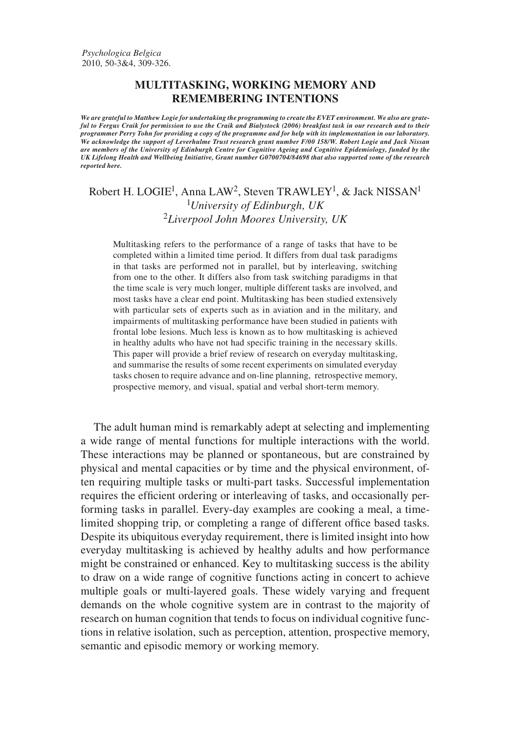# MULTITASKING, WORKING MEMORY AND REMEMBERING INTENTIONS

***We are grateful to Matthew Logie for undertaking the programming to create the EVET environment. We also are grateful to Fergus Craik for permission to use the Craik and Bialystock (2006) breakfast task in our research and to their programmer Perry Tohn for providing a copy of the programme and for help with its implementation in our laboratory. We acknowledge the support of Leverhulme Trust research grant number F/00 158/W. Robert Logie and Jack Nissan are members of the University of Edinburgh Centre for Cognitive Ageing and Cognitive Epidemiology, funded by the UK Lifelong Health and Wellbeing Initiative, Grant number G0700704/84698 that also supported some of the research reported here.***

Robert H. LOGIE[1], Anna LAW[2], Steven TRAWLEY[1], & Jack NISSAN[1]

[1]*University of Edinburgh, UK*
[2]*Liverpool John Moores University, UK*

Multitasking refers to the performance of a range of tasks that have to be completed within a limited time period. It differs from dual task paradigms in that tasks are performed not in parallel, but by interleaving, switching from one to the other. It differs also from task switching paradigms in that the time scale is very much longer, multiple different tasks are involved, and most tasks have a clear end point. Multitasking has been studied extensively with particular sets of experts such as in aviation and in the military, and impairments of multitasking performance have been studied in patients with frontal lobe lesions. Much less is known as to how multitasking is achieved in healthy adults who have not had specific training in the necessary skills. This paper will provide a brief review of research on everyday multitasking, and summarise the results of some recent experiments on simulated everyday tasks chosen to require advance and on-line planning, retrospective memory, prospective memory, and visual, spatial and verbal short-term memory.

The adult human mind is remarkably adept at selecting and implementing a wide range of mental functions for multiple interactions with the world. These interactions may be planned or spontaneous, but are constrained by physical and mental capacities or by time and the physical environment, often requiring multiple tasks or multi-part tasks. Successful implementation requires the efficient ordering or interleaving of tasks, and occasionally performing tasks in parallel. Every-day examples are cooking a meal, a time-limited shopping trip, or completing a range of different office based tasks. Despite its ubiquitous everyday requirement, there is limited insight into how everyday multitasking is achieved by healthy adults and how performance might be constrained or enhanced. Key to multitasking success is the ability to draw on a wide range of cognitive functions acting in concert to achieve multiple goals or multi-layered goals. These widely varying and frequent demands on the whole cognitive system are in contrast to the majority of research on human cognition that tends to focus on individual cognitive functions in relative isolation, such as perception, attention, prospective memory, semantic and episodic memory or working memory.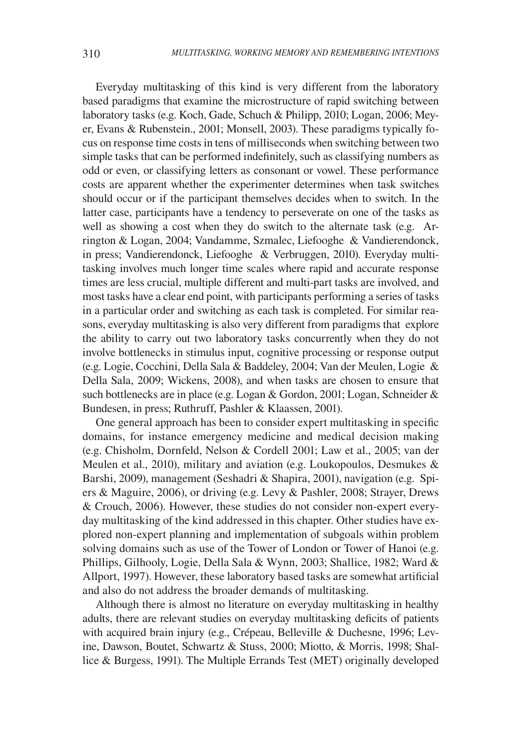Everyday multitasking of this kind is very different from the laboratory based paradigms that examine the microstructure of rapid switching between laboratory tasks (e.g. Koch, Gade, Schuch & Philipp, 2010; Logan, 2006; Meyer, Evans & Rubenstein., 2001; Monsell, 2003). These paradigms typically focus on response time costs in tens of milliseconds when switching between two simple tasks that can be performed indefinitely, such as classifying numbers as odd or even, or classifying letters as consonant or vowel. These performance costs are apparent whether the experimenter determines when task switches should occur or if the participant themselves decides when to switch. In the latter case, participants have a tendency to perseverate on one of the tasks as well as showing a cost when they do switch to the alternate task (e.g. Arrington & Logan, 2004; Vandamme, Szmalec, Liefooghe & Vandierendonck, in press; Vandierendonck, Liefooghe & Verbruggen, 2010). Everyday multitasking involves much longer time scales where rapid and accurate response times are less crucial, multiple different and multi-part tasks are involved, and most tasks have a clear end point, with participants performing a series of tasks in a particular order and switching as each task is completed. For similar reasons, everyday multitasking is also very different from paradigms that explore the ability to carry out two laboratory tasks concurrently when they do not involve bottlenecks in stimulus input, cognitive processing or response output (e.g. Logie, Cocchini, Della Sala & Baddeley, 2004; Van der Meulen, Logie & Della Sala, 2009; Wickens, 2008), and when tasks are chosen to ensure that such bottlenecks are in place (e.g. Logan & Gordon, 2001; Logan, Schneider & Bundesen, in press; Ruthruff, Pashler & Klaassen, 2001).

One general approach has been to consider expert multitasking in specific domains, for instance emergency medicine and medical decision making (e.g. Chisholm, Dornfeld, Nelson & Cordell 2001; Law et al., 2005; van der Meulen et al., 2010), military and aviation (e.g. Loukopoulos, Desmukes & Barshi, 2009), management (Seshadri & Shapira, 2001), navigation (e.g. Spiers & Maguire, 2006), or driving (e.g. Levy & Pashler, 2008; Strayer, Drews & Crouch, 2006). However, these studies do not consider non-expert everyday multitasking of the kind addressed in this chapter. Other studies have explored non-expert planning and implementation of subgoals within problem solving domains such as use of the Tower of London or Tower of Hanoi (e.g. Phillips, Gilhooly, Logie, Della Sala & Wynn, 2003; Shallice, 1982; Ward & Allport, 1997). However, these laboratory based tasks are somewhat artificial and also do not address the broader demands of multitasking.

Although there is almost no literature on everyday multitasking in healthy adults, there are relevant studies on everyday multitasking deficits of patients with acquired brain injury (e.g., Crépeau, Belleville & Duchesne, 1996; Levine, Dawson, Boutet, Schwartz & Stuss, 2000; Miotto, & Morris, 1998; Shallice & Burgess, 1991). The Multiple Errands Test (MET) originally developed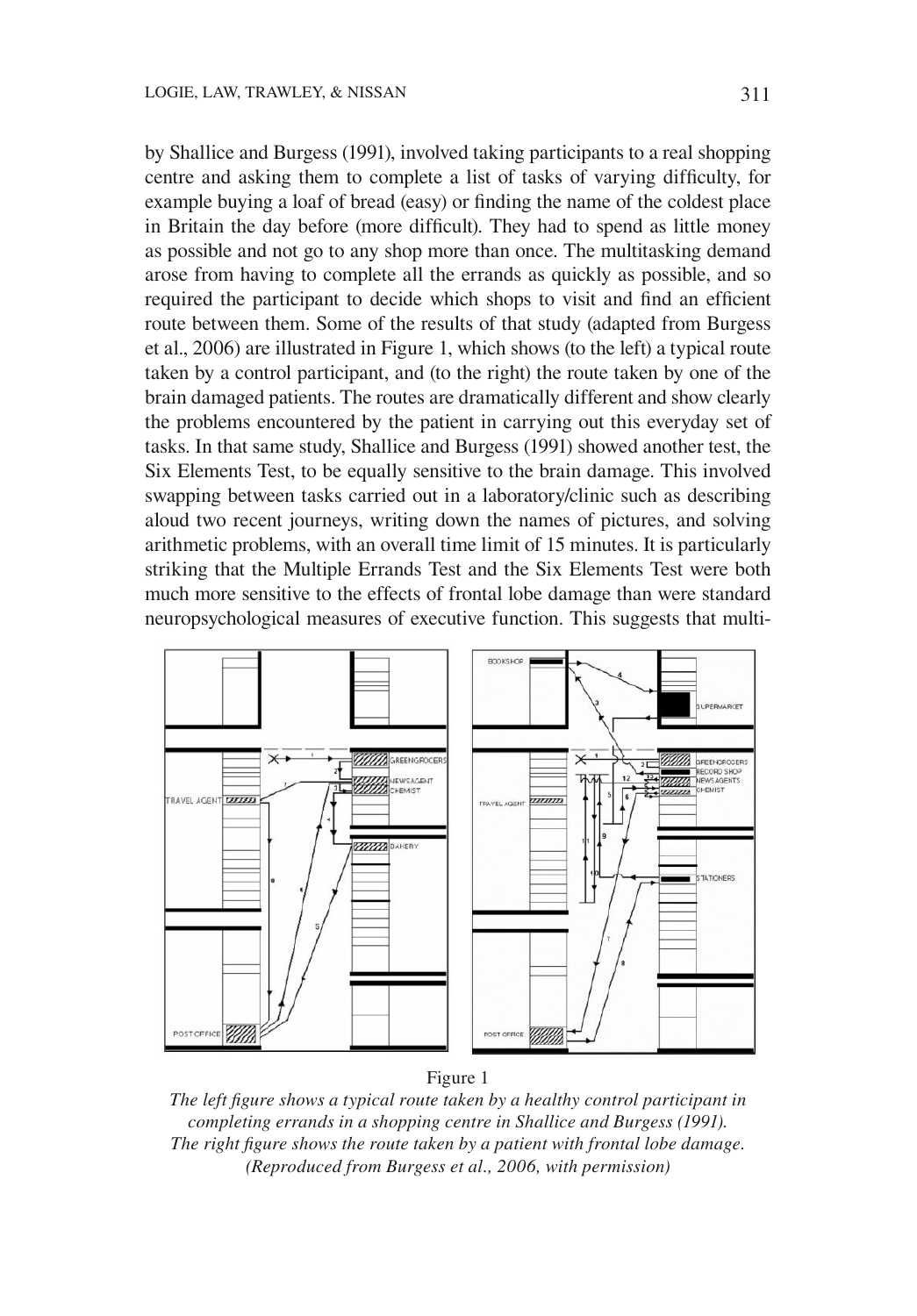by Shallice and Burgess (1991), involved taking participants to a real shopping centre and asking them to complete a list of tasks of varying difficulty, for example buying a loaf of bread (easy) or finding the name of the coldest place in Britain the day before (more difficult). They had to spend as little money as possible and not go to any shop more than once. The multitasking demand arose from having to complete all the errands as quickly as possible, and so required the participant to decide which shops to visit and find an efficient route between them. Some of the results of that study (adapted from Burgess et al., 2006) are illustrated in Figure 1, which shows (to the left) a typical route taken by a control participant, and (to the right) the route taken by one of the brain damaged patients. The routes are dramatically different and show clearly the problems encountered by the patient in carrying out this everyday set of tasks. In that same study, Shallice and Burgess (1991) showed another test, the Six Elements Test, to be equally sensitive to the brain damage. This involved swapping between tasks carried out in a laboratory/clinic such as describing aloud two recent journeys, writing down the names of pictures, and solving arithmetic problems, with an overall time limit of 15 minutes. It is particularly striking that the Multiple Errands Test and the Six Elements Test were both much more sensitive to the effects of frontal lobe damage than were standard neuropsychological measures of executive function. This suggests that multi-

Figure 1

*The left figure shows a typical route taken by a healthy control participant in completing errands in a shopping centre in Shallice and Burgess (1991). The right figure shows the route taken by a patient with frontal lobe damage. (Reproduced from Burgess et al., 2006, with permission)*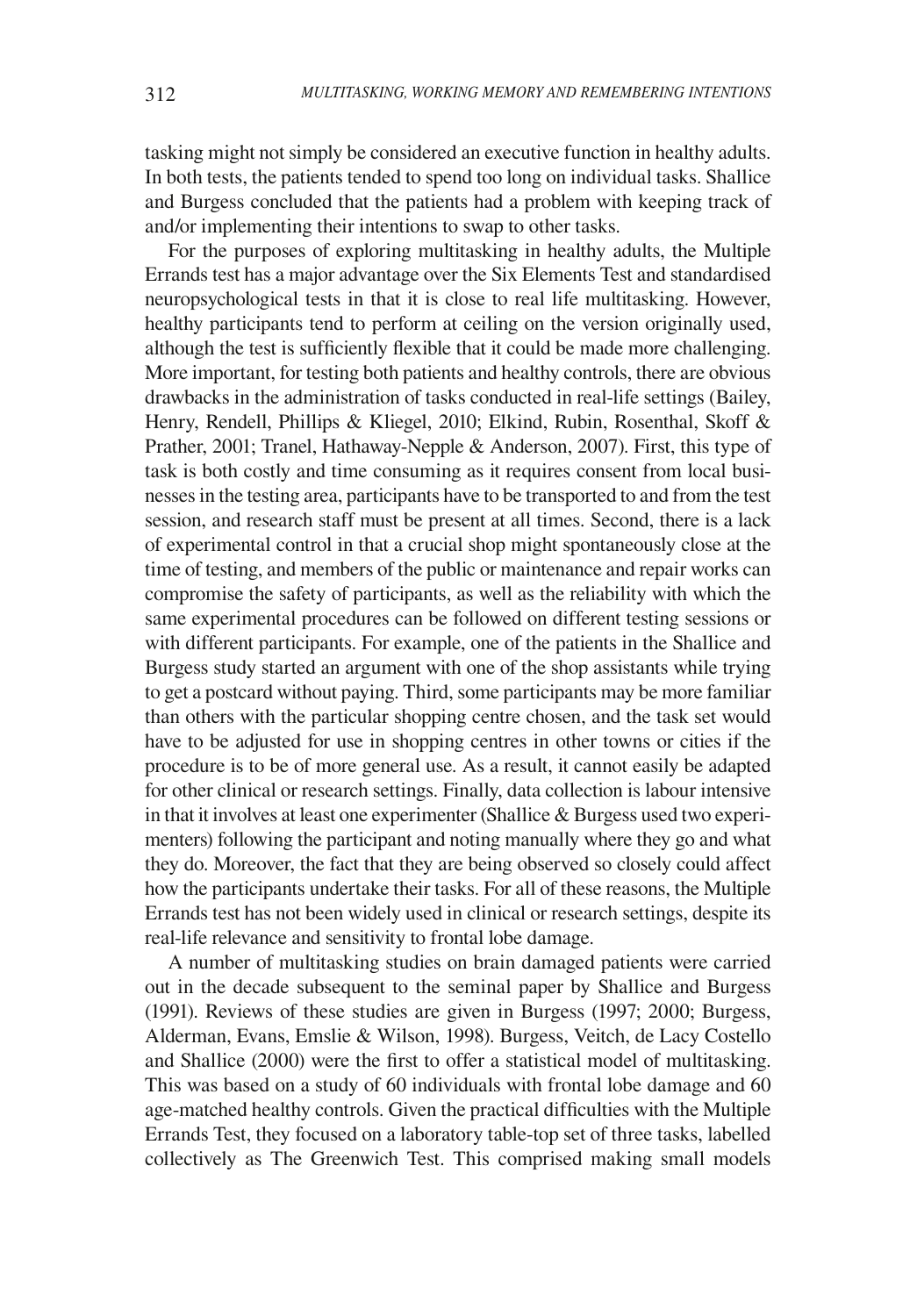tasking might not simply be considered an executive function in healthy adults. In both tests, the patients tended to spend too long on individual tasks. Shallice and Burgess concluded that the patients had a problem with keeping track of and/or implementing their intentions to swap to other tasks.

For the purposes of exploring multitasking in healthy adults, the Multiple Errands test has a major advantage over the Six Elements Test and standardised neuropsychological tests in that it is close to real life multitasking. However, healthy participants tend to perform at ceiling on the version originally used, although the test is sufficiently flexible that it could be made more challenging. More important, for testing both patients and healthy controls, there are obvious drawbacks in the administration of tasks conducted in real-life settings (Bailey, Henry, Rendell, Phillips & Kliegel, 2010; Elkind, Rubin, Rosenthal, Skoff & Prather, 2001; Tranel, Hathaway-Nepple & Anderson, 2007). First, this type of task is both costly and time consuming as it requires consent from local businesses in the testing area, participants have to be transported to and from the test session, and research staff must be present at all times. Second, there is a lack of experimental control in that a crucial shop might spontaneously close at the time of testing, and members of the public or maintenance and repair works can compromise the safety of participants, as well as the reliability with which the same experimental procedures can be followed on different testing sessions or with different participants. For example, one of the patients in the Shallice and Burgess study started an argument with one of the shop assistants while trying to get a postcard without paying. Third, some participants may be more familiar than others with the particular shopping centre chosen, and the task set would have to be adjusted for use in shopping centres in other towns or cities if the procedure is to be of more general use. As a result, it cannot easily be adapted for other clinical or research settings. Finally, data collection is labour intensive in that it involves at least one experimenter (Shallice & Burgess used two experimenters) following the participant and noting manually where they go and what they do. Moreover, the fact that they are being observed so closely could affect how the participants undertake their tasks. For all of these reasons, the Multiple Errands test has not been widely used in clinical or research settings, despite its real-life relevance and sensitivity to frontal lobe damage.

A number of multitasking studies on brain damaged patients were carried out in the decade subsequent to the seminal paper by Shallice and Burgess (1991). Reviews of these studies are given in Burgess (1997; 2000; Burgess, Alderman, Evans, Emslie & Wilson, 1998). Burgess, Veitch, de Lacy Costello and Shallice (2000) were the first to offer a statistical model of multitasking. This was based on a study of 60 individuals with frontal lobe damage and 60 age-matched healthy controls. Given the practical difficulties with the Multiple Errands Test, they focused on a laboratory table-top set of three tasks, labelled collectively as The Greenwich Test. This comprised making small models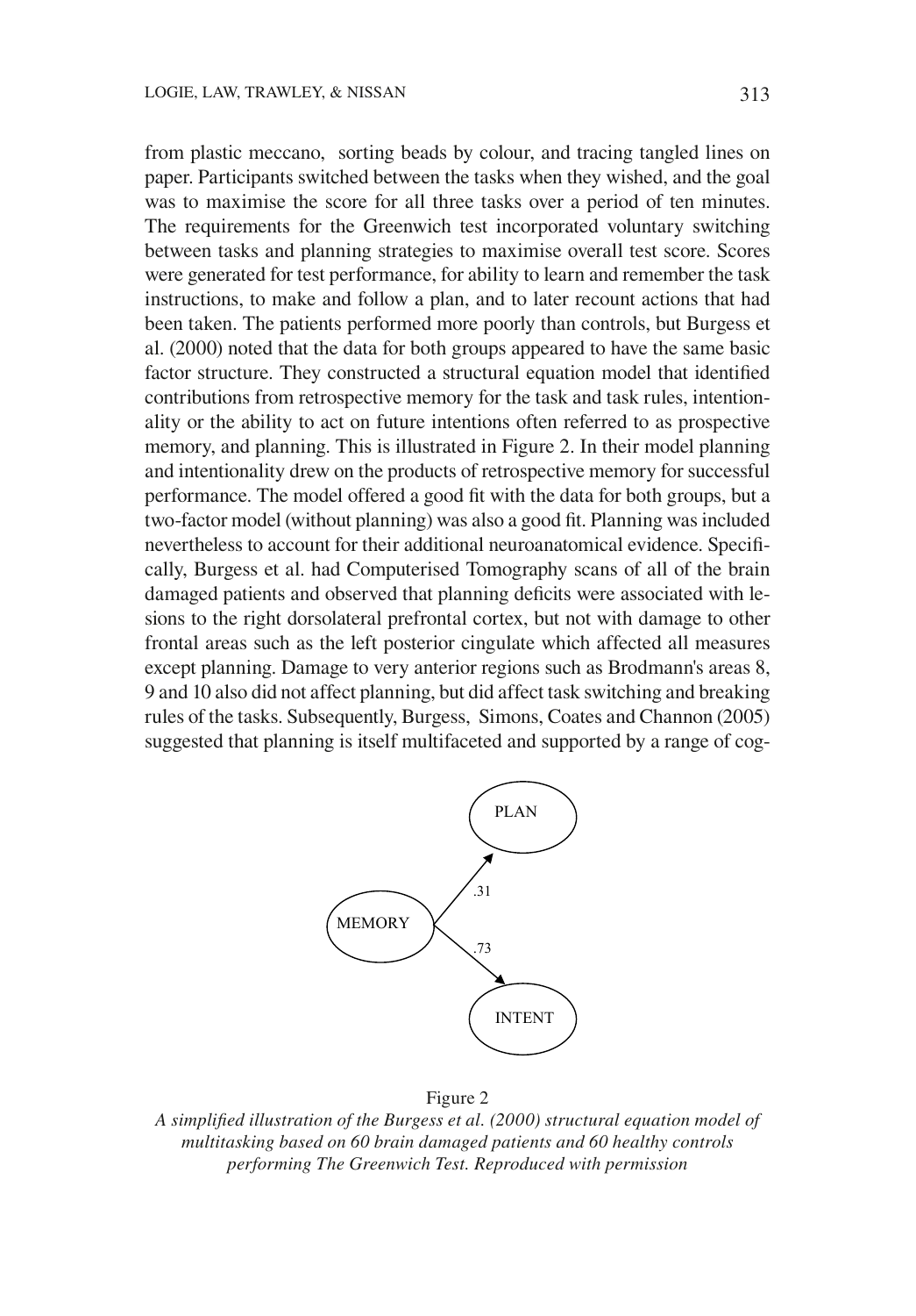from plastic meccano, sorting beads by colour, and tracing tangled lines on paper. Participants switched between the tasks when they wished, and the goal was to maximise the score for all three tasks over a period of ten minutes. The requirements for the Greenwich test incorporated voluntary switching between tasks and planning strategies to maximise overall test score. Scores were generated for test performance, for ability to learn and remember the task instructions, to make and follow a plan, and to later recount actions that had been taken. The patients performed more poorly than controls, but Burgess et al. (2000) noted that the data for both groups appeared to have the same basic factor structure. They constructed a structural equation model that identified contributions from retrospective memory for the task and task rules, intentionality or the ability to act on future intentions often referred to as prospective memory, and planning. This is illustrated in Figure 2. In their model planning and intentionality drew on the products of retrospective memory for successful performance. The model offered a good fit with the data for both groups, but a two-factor model (without planning) was also a good fit. Planning was included nevertheless to account for their additional neuroanatomical evidence. Specifically, Burgess et al. had Computerised Tomography scans of all of the brain damaged patients and observed that planning deficits were associated with lesions to the right dorsolateral prefrontal cortex, but not with damage to other frontal areas such as the left posterior cingulate which affected all measures except planning. Damage to very anterior regions such as Brodmann's areas 8, 9 and 10 also did not affect planning, but did affect task switching and breaking rules of the tasks. Subsequently, Burgess, Simons, Coates and Channon (2005) suggested that planning is itself multifaceted and supported by a range of cog-

PLAN

.31

MEMORY

.73

INTENT

Figure 2

*A simplified illustration of the Burgess et al. (2000) structural equation model of multitasking based on 60 brain damaged patients and 60 healthy controls performing The Greenwich Test. Reproduced with permission*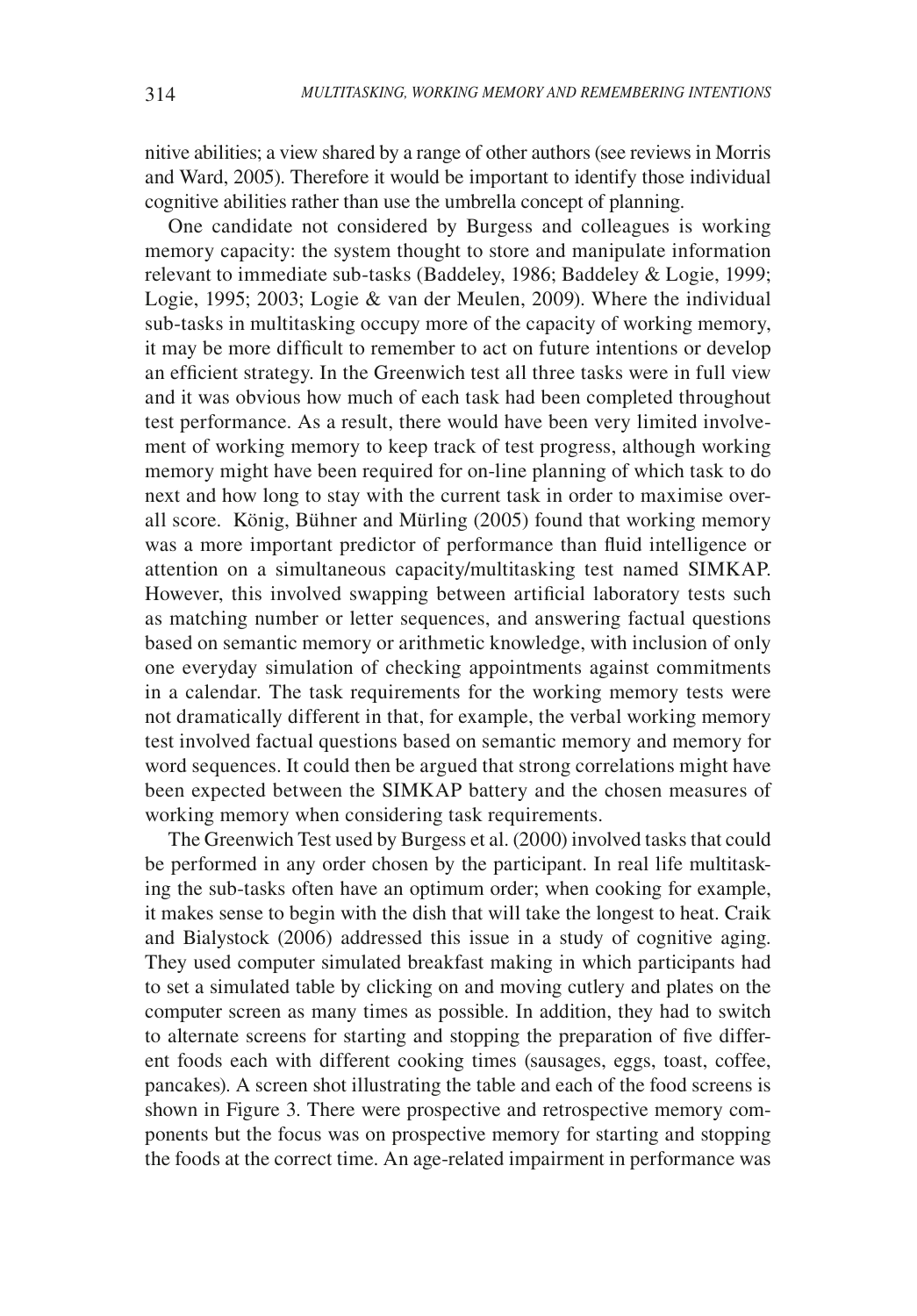nitive abilities; a view shared by a range of other authors (see reviews in Morris and Ward, 2005). Therefore it would be important to identify those individual cognitive abilities rather than use the umbrella concept of planning.

One candidate not considered by Burgess and colleagues is working memory capacity: the system thought to store and manipulate information relevant to immediate sub-tasks (Baddeley, 1986; Baddeley & Logie, 1999; Logie, 1995; 2003; Logie & van der Meulen, 2009). Where the individual sub-tasks in multitasking occupy more of the capacity of working memory, it may be more difficult to remember to act on future intentions or develop an efficient strategy. In the Greenwich test all three tasks were in full view and it was obvious how much of each task had been completed throughout test performance. As a result, there would have been very limited involvement of working memory to keep track of test progress, although working memory might have been required for on-line planning of which task to do next and how long to stay with the current task in order to maximise overall score. König, Bühner and Mürling (2005) found that working memory was a more important predictor of performance than fluid intelligence or attention on a simultaneous capacity/multitasking test named SIMKAP. However, this involved swapping between artificial laboratory tests such as matching number or letter sequences, and answering factual questions based on semantic memory or arithmetic knowledge, with inclusion of only one everyday simulation of checking appointments against commitments in a calendar. The task requirements for the working memory tests were not dramatically different in that, for example, the verbal working memory test involved factual questions based on semantic memory and memory for word sequences. It could then be argued that strong correlations might have been expected between the SIMKAP battery and the chosen measures of working memory when considering task requirements.

The Greenwich Test used by Burgess et al. (2000) involved tasks that could be performed in any order chosen by the participant. In real life multitasking the sub-tasks often have an optimum order; when cooking for example, it makes sense to begin with the dish that will take the longest to heat. Craik and Bialystock (2006) addressed this issue in a study of cognitive aging. They used computer simulated breakfast making in which participants had to set a simulated table by clicking on and moving cutlery and plates on the computer screen as many times as possible. In addition, they had to switch to alternate screens for starting and stopping the preparation of five different foods each with different cooking times (sausages, eggs, toast, coffee, pancakes). A screen shot illustrating the table and each of the food screens is shown in Figure 3. There were prospective and retrospective memory components but the focus was on prospective memory for starting and stopping the foods at the correct time. An age-related impairment in performance was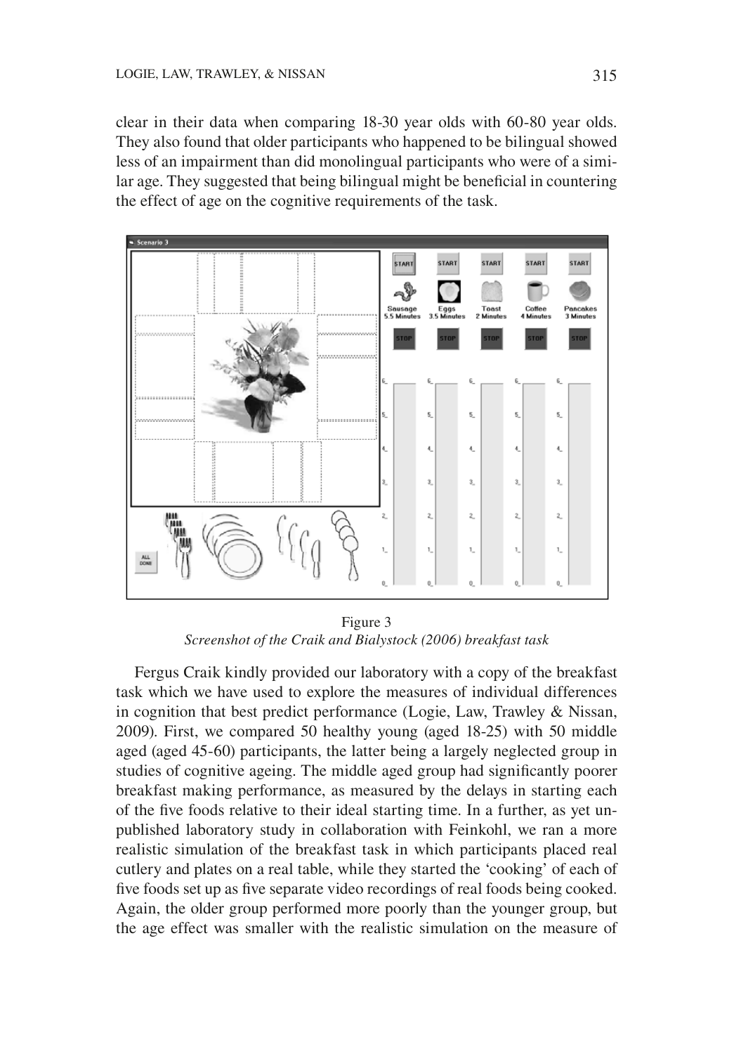clear in their data when comparing 18-30 year olds with 60-80 year olds. They also found that older participants who happened to be bilingual showed less of an impairment than did monolingual participants who were of a similar age. They suggested that being bilingual might be beneficial in countering the effect of age on the cognitive requirements of the task.

Figure 3
*Screenshot of the Craik and Bialystock (2006) breakfast task*

Fergus Craik kindly provided our laboratory with a copy of the breakfast task which we have used to explore the measures of individual differences in cognition that best predict performance (Logie, Law, Trawley & Nissan, 2009). First, we compared 50 healthy young (aged 18-25) with 50 middle aged (aged 45-60) participants, the latter being a largely neglected group in studies of cognitive ageing. The middle aged group had significantly poorer breakfast making performance, as measured by the delays in starting each of the five foods relative to their ideal starting time. In a further, as yet unpublished laboratory study in collaboration with Feinkohl, we ran a more realistic simulation of the breakfast task in which participants placed real cutlery and plates on a real table, while they started the 'cooking' of each of five foods set up as five separate video recordings of real foods being cooked. Again, the older group performed more poorly than the younger group, but the age effect was smaller with the realistic simulation on the measure of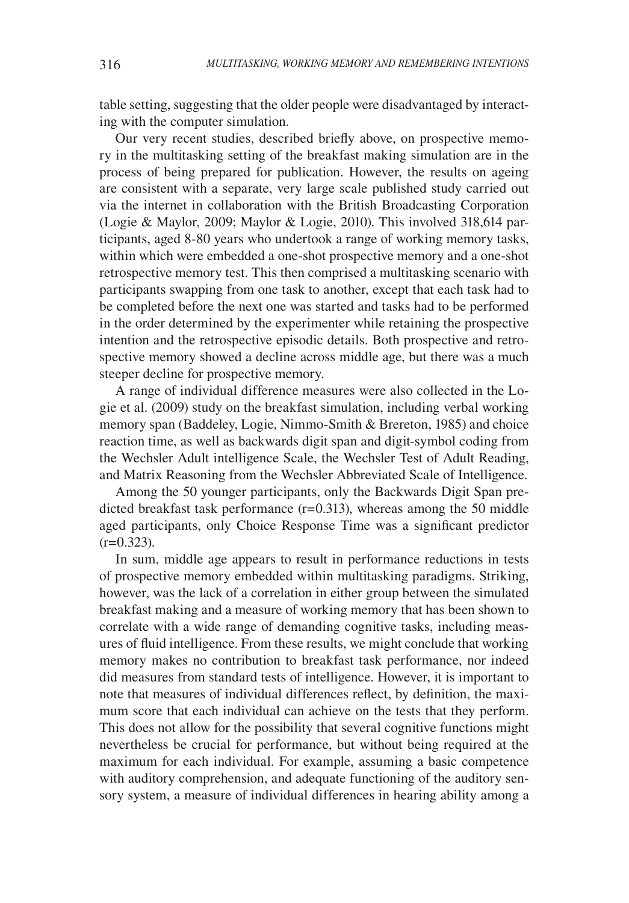table setting, suggesting that the older people were disadvantaged by interacting with the computer simulation.

Our very recent studies, described briefly above, on prospective memory in the multitasking setting of the breakfast making simulation are in the process of being prepared for publication. However, the results on ageing are consistent with a separate, very large scale published study carried out via the internet in collaboration with the British Broadcasting Corporation (Logie & Maylor, 2009; Maylor & Logie, 2010). This involved 318,614 participants, aged 8-80 years who undertook a range of working memory tasks, within which were embedded a one-shot prospective memory and a one-shot retrospective memory test. This then comprised a multitasking scenario with participants swapping from one task to another, except that each task had to be completed before the next one was started and tasks had to be performed in the order determined by the experimenter while retaining the prospective intention and the retrospective episodic details. Both prospective and retrospective memory showed a decline across middle age, but there was a much steeper decline for prospective memory.

A range of individual difference measures were also collected in the Logie et al. (2009) study on the breakfast simulation, including verbal working memory span (Baddeley, Logie, Nimmo-Smith & Brereton, 1985) and choice reaction time, as well as backwards digit span and digit-symbol coding from the Wechsler Adult intelligence Scale, the Wechsler Test of Adult Reading, and Matrix Reasoning from the Wechsler Abbreviated Scale of Intelligence.

Among the 50 younger participants, only the Backwards Digit Span predicted breakfast task performance (r=0.313), whereas among the 50 middle aged participants, only Choice Response Time was a significant predictor (r=0.323).

In sum, middle age appears to result in performance reductions in tests of prospective memory embedded within multitasking paradigms. Striking, however, was the lack of a correlation in either group between the simulated breakfast making and a measure of working memory that has been shown to correlate with a wide range of demanding cognitive tasks, including measures of fluid intelligence. From these results, we might conclude that working memory makes no contribution to breakfast task performance, nor indeed did measures from standard tests of intelligence. However, it is important to note that measures of individual differences reflect, by definition, the maximum score that each individual can achieve on the tests that they perform. This does not allow for the possibility that several cognitive functions might nevertheless be crucial for performance, but without being required at the maximum for each individual. For example, assuming a basic competence with auditory comprehension, and adequate functioning of the auditory sensory system, a measure of individual differences in hearing ability among a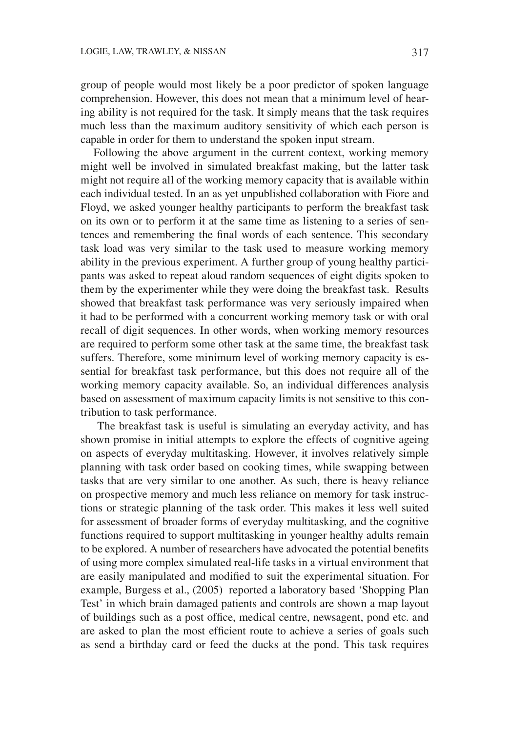group of people would most likely be a poor predictor of spoken language comprehension. However, this does not mean that a minimum level of hearing ability is not required for the task. It simply means that the task requires much less than the maximum auditory sensitivity of which each person is capable in order for them to understand the spoken input stream.

Following the above argument in the current context, working memory might well be involved in simulated breakfast making, but the latter task might not require all of the working memory capacity that is available within each individual tested. In an as yet unpublished collaboration with Fiore and Floyd, we asked younger healthy participants to perform the breakfast task on its own or to perform it at the same time as listening to a series of sentences and remembering the final words of each sentence. This secondary task load was very similar to the task used to measure working memory ability in the previous experiment. A further group of young healthy participants was asked to repeat aloud random sequences of eight digits spoken to them by the experimenter while they were doing the breakfast task. Results showed that breakfast task performance was very seriously impaired when it had to be performed with a concurrent working memory task or with oral recall of digit sequences. In other words, when working memory resources are required to perform some other task at the same time, the breakfast task suffers. Therefore, some minimum level of working memory capacity is essential for breakfast task performance, but this does not require all of the working memory capacity available. So, an individual differences analysis based on assessment of maximum capacity limits is not sensitive to this contribution to task performance.

The breakfast task is useful is simulating an everyday activity, and has shown promise in initial attempts to explore the effects of cognitive ageing on aspects of everyday multitasking. However, it involves relatively simple planning with task order based on cooking times, while swapping between tasks that are very similar to one another. As such, there is heavy reliance on prospective memory and much less reliance on memory for task instructions or strategic planning of the task order. This makes it less well suited for assessment of broader forms of everyday multitasking, and the cognitive functions required to support multitasking in younger healthy adults remain to be explored. A number of researchers have advocated the potential benefits of using more complex simulated real-life tasks in a virtual environment that are easily manipulated and modified to suit the experimental situation. For example, Burgess et al., (2005) reported a laboratory based 'Shopping Plan Test' in which brain damaged patients and controls are shown a map layout of buildings such as a post office, medical centre, newsagent, pond etc. and are asked to plan the most efficient route to achieve a series of goals such as send a birthday card or feed the ducks at the pond. This task requires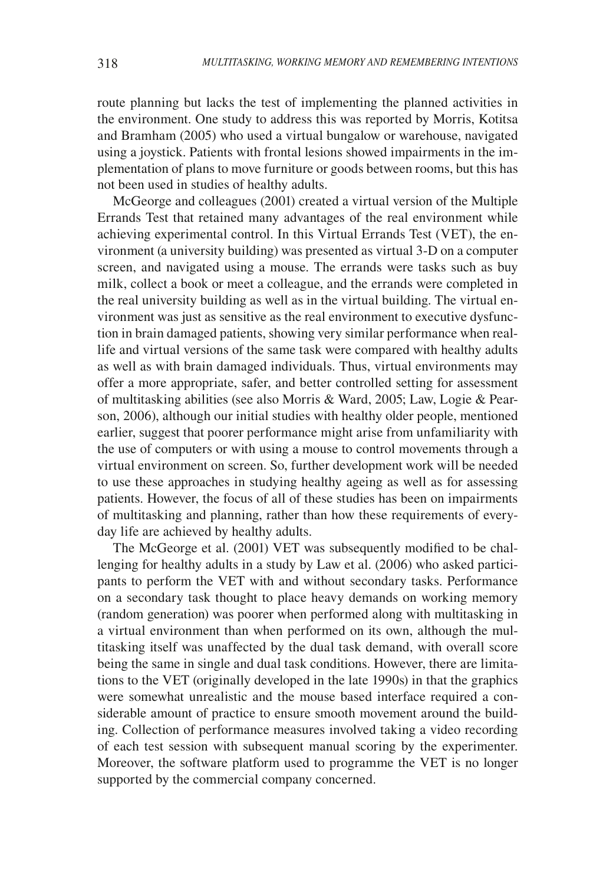route planning but lacks the test of implementing the planned activities in the environment. One study to address this was reported by Morris, Kotitsa and Bramham (2005) who used a virtual bungalow or warehouse, navigated using a joystick. Patients with frontal lesions showed impairments in the implementation of plans to move furniture or goods between rooms, but this has not been used in studies of healthy adults.

McGeorge and colleagues (2001) created a virtual version of the Multiple Errands Test that retained many advantages of the real environment while achieving experimental control. In this Virtual Errands Test (VET), the environment (a university building) was presented as virtual 3-D on a computer screen, and navigated using a mouse. The errands were tasks such as buy milk, collect a book or meet a colleague, and the errands were completed in the real university building as well as in the virtual building. The virtual environment was just as sensitive as the real environment to executive dysfunction in brain damaged patients, showing very similar performance when real-life and virtual versions of the same task were compared with healthy adults as well as with brain damaged individuals. Thus, virtual environments may offer a more appropriate, safer, and better controlled setting for assessment of multitasking abilities (see also Morris & Ward, 2005; Law, Logie & Pearson, 2006), although our initial studies with healthy older people, mentioned earlier, suggest that poorer performance might arise from unfamiliarity with the use of computers or with using a mouse to control movements through a virtual environment on screen. So, further development work will be needed to use these approaches in studying healthy ageing as well as for assessing patients. However, the focus of all of these studies has been on impairments of multitasking and planning, rather than how these requirements of everyday life are achieved by healthy adults.

The McGeorge et al. (2001) VET was subsequently modified to be challenging for healthy adults in a study by Law et al. (2006) who asked participants to perform the VET with and without secondary tasks. Performance on a secondary task thought to place heavy demands on working memory (random generation) was poorer when performed along with multitasking in a virtual environment than when performed on its own, although the multitasking itself was unaffected by the dual task demand, with overall score being the same in single and dual task conditions. However, there are limitations to the VET (originally developed in the late 1990s) in that the graphics were somewhat unrealistic and the mouse based interface required a considerable amount of practice to ensure smooth movement around the building. Collection of performance measures involved taking a video recording of each test session with subsequent manual scoring by the experimenter. Moreover, the software platform used to programme the VET is no longer supported by the commercial company concerned.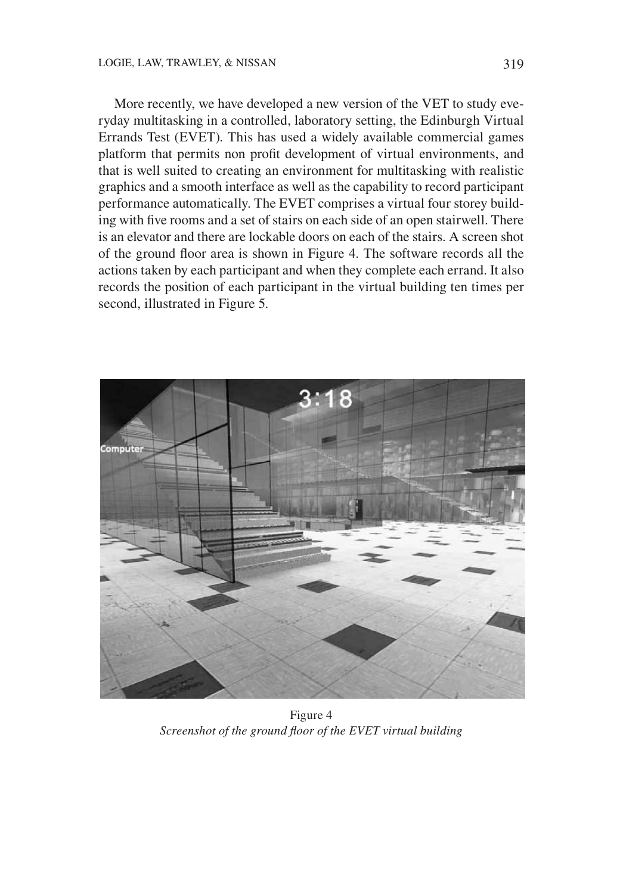More recently, we have developed a new version of the VET to study everyday multitasking in a controlled, laboratory setting, the Edinburgh Virtual Errands Test (EVET). This has used a widely available commercial games platform that permits non profit development of virtual environments, and that is well suited to creating an environment for multitasking with realistic graphics and a smooth interface as well as the capability to record participant performance automatically. The EVET comprises a virtual four storey building with five rooms and a set of stairs on each side of an open stairwell. There is an elevator and there are lockable doors on each of the stairs. A screen shot of the ground floor area is shown in Figure 4. The software records all the actions taken by each participant and when they complete each errand. It also records the position of each participant in the virtual building ten times per second, illustrated in Figure 5.

Figure 4
*Screenshot of the ground floor of the EVET virtual building*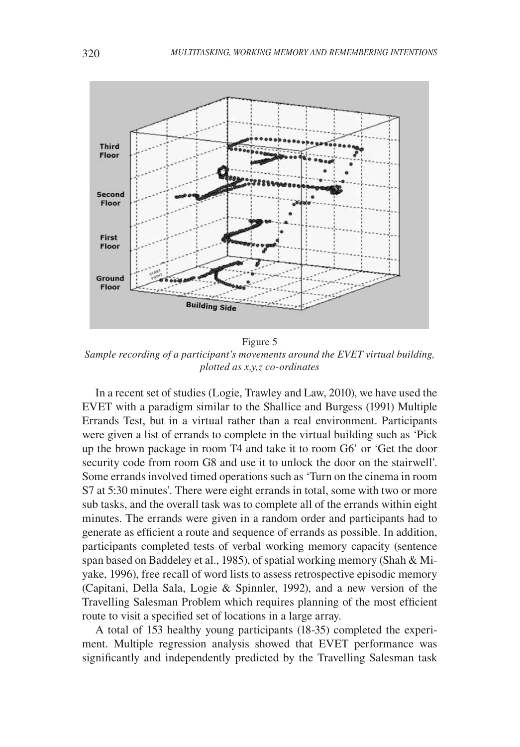Figure 5

*Sample recording of a participant's movements around the EVET virtual building, plotted as x,y,z co-ordinates*

In a recent set of studies (Logie, Trawley and Law, 2010), we have used the EVET with a paradigm similar to the Shallice and Burgess (1991) Multiple Errands Test, but in a virtual rather than a real environment. Participants were given a list of errands to complete in the virtual building such as 'Pick up the brown package in room T4 and take it to room G6' or 'Get the door security code from room G8 and use it to unlock the door on the stairwell'. Some errands involved timed operations such as 'Turn on the cinema in room S7 at 5:30 minutes'. There were eight errands in total, some with two or more sub tasks, and the overall task was to complete all of the errands within eight minutes. The errands were given in a random order and participants had to generate as efficient a route and sequence of errands as possible. In addition, participants completed tests of verbal working memory capacity (sentence span based on Baddeley et al., 1985), of spatial working memory (Shah & Miyake, 1996), free recall of word lists to assess retrospective episodic memory (Capitani, Della Sala, Logie & Spinnler, 1992), and a new version of the Travelling Salesman Problem which requires planning of the most efficient route to visit a specified set of locations in a large array.

A total of 153 healthy young participants (18-35) completed the experiment. Multiple regression analysis showed that EVET performance was significantly and independently predicted by the Travelling Salesman task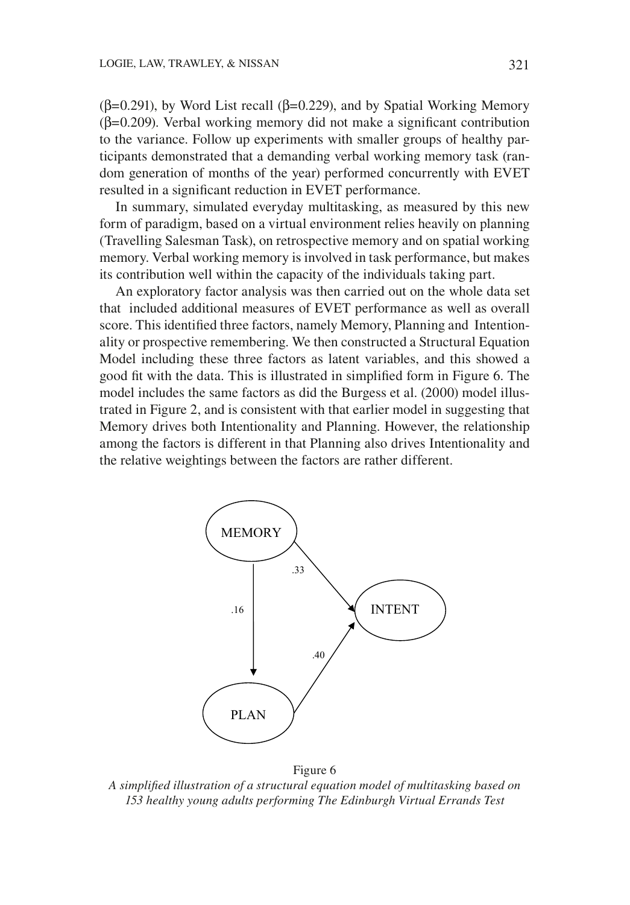(β=0.291), by Word List recall (β=0.229), and by Spatial Working Memory (β=0.209). Verbal working memory did not make a significant contribution to the variance. Follow up experiments with smaller groups of healthy participants demonstrated that a demanding verbal working memory task (random generation of months of the year) performed concurrently with EVET resulted in a significant reduction in EVET performance.

In summary, simulated everyday multitasking, as measured by this new form of paradigm, based on a virtual environment relies heavily on planning (Travelling Salesman Task), on retrospective memory and on spatial working memory. Verbal working memory is involved in task performance, but makes its contribution well within the capacity of the individuals taking part.

An exploratory factor analysis was then carried out on the whole data set that included additional measures of EVET performance as well as overall score. This identified three factors, namely Memory, Planning and Intentionality or prospective remembering. We then constructed a Structural Equation Model including these three factors as latent variables, and this showed a good fit with the data. This is illustrated in simplified form in Figure 6. The model includes the same factors as did the Burgess et al. (2000) model illustrated in Figure 2, and is consistent with that earlier model in suggesting that Memory drives both Intentionality and Planning. However, the relationship among the factors is different in that Planning also drives Intentionality and the relative weightings between the factors are rather different.

MEMORY → INTENT (.33); MEMORY → PLAN (.16); PLAN → INTENT (.40)

Figure 6

*A simplified illustration of a structural equation model of multitasking based on 153 healthy young adults performing The Edinburgh Virtual Errands Test*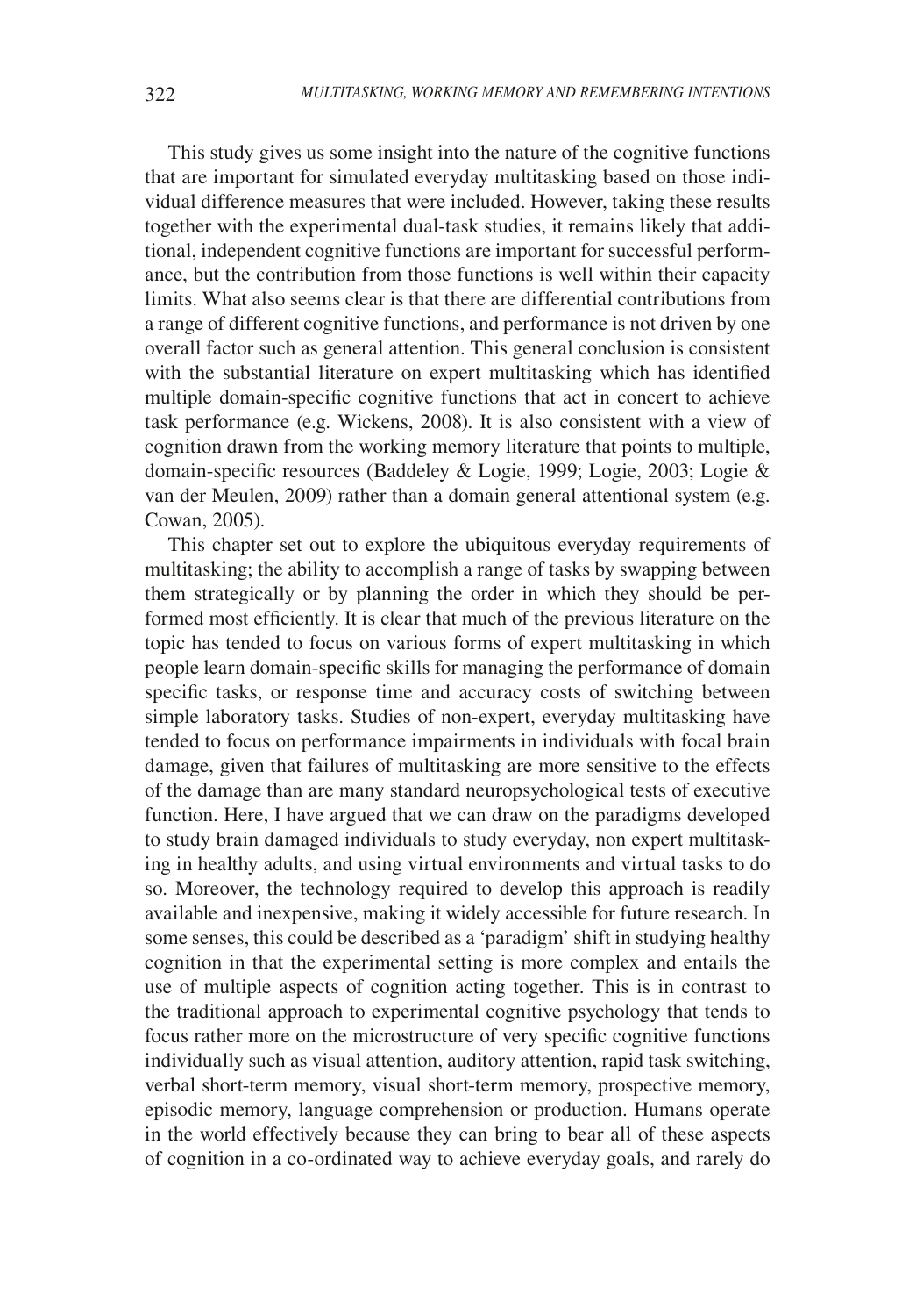This study gives us some insight into the nature of the cognitive functions that are important for simulated everyday multitasking based on those individual difference measures that were included. However, taking these results together with the experimental dual-task studies, it remains likely that additional, independent cognitive functions are important for successful performance, but the contribution from those functions is well within their capacity limits. What also seems clear is that there are differential contributions from a range of different cognitive functions, and performance is not driven by one overall factor such as general attention. This general conclusion is consistent with the substantial literature on expert multitasking which has identified multiple domain-specific cognitive functions that act in concert to achieve task performance (e.g. Wickens, 2008). It is also consistent with a view of cognition drawn from the working memory literature that points to multiple, domain-specific resources (Baddeley & Logie, 1999; Logie, 2003; Logie & van der Meulen, 2009) rather than a domain general attentional system (e.g. Cowan, 2005).

This chapter set out to explore the ubiquitous everyday requirements of multitasking; the ability to accomplish a range of tasks by swapping between them strategically or by planning the order in which they should be performed most efficiently. It is clear that much of the previous literature on the topic has tended to focus on various forms of expert multitasking in which people learn domain-specific skills for managing the performance of domain specific tasks, or response time and accuracy costs of switching between simple laboratory tasks. Studies of non-expert, everyday multitasking have tended to focus on performance impairments in individuals with focal brain damage, given that failures of multitasking are more sensitive to the effects of the damage than are many standard neuropsychological tests of executive function. Here, I have argued that we can draw on the paradigms developed to study brain damaged individuals to study everyday, non expert multitasking in healthy adults, and using virtual environments and virtual tasks to do so. Moreover, the technology required to develop this approach is readily available and inexpensive, making it widely accessible for future research. In some senses, this could be described as a 'paradigm' shift in studying healthy cognition in that the experimental setting is more complex and entails the use of multiple aspects of cognition acting together. This is in contrast to the traditional approach to experimental cognitive psychology that tends to focus rather more on the microstructure of very specific cognitive functions individually such as visual attention, auditory attention, rapid task switching, verbal short-term memory, visual short-term memory, prospective memory, episodic memory, language comprehension or production. Humans operate in the world effectively because they can bring to bear all of these aspects of cognition in a co-ordinated way to achieve everyday goals, and rarely do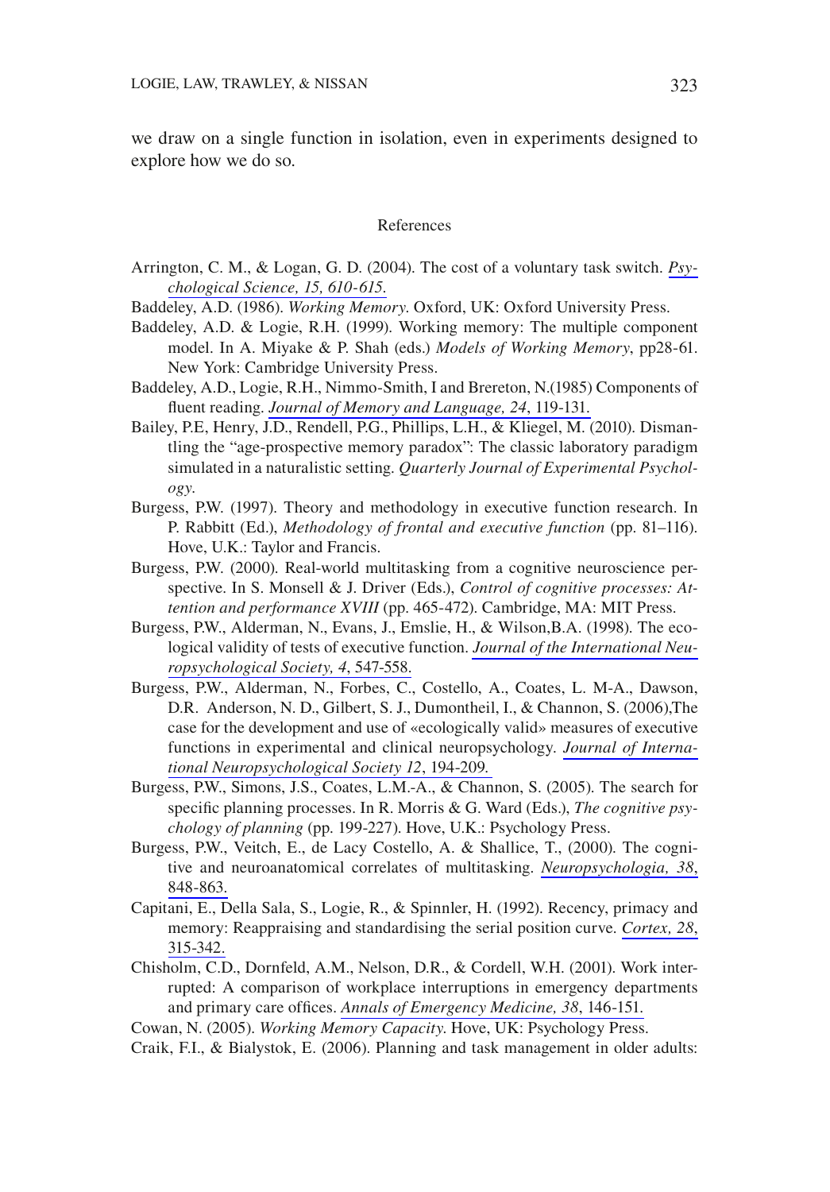we draw on a single function in isolation, even in experiments designed to explore how we do so.

## References

Arrington, C. M., & Logan, G. D. (2004). The cost of a voluntary task switch. *Psychological Science, 15, 610-615.*

Baddeley, A.D. (1986). *Working Memory*. Oxford, UK: Oxford University Press.

Baddeley, A.D. & Logie, R.H. (1999). Working memory: The multiple component model. In A. Miyake & P. Shah (eds.) *Models of Working Memory*, pp28-61. New York: Cambridge University Press.

Baddeley, A.D., Logie, R.H., Nimmo-Smith, I and Brereton, N.(1985) Components of fluent reading. *Journal of Memory and Language, 24*, 119-131.

Bailey, P.E, Henry, J.D., Rendell, P.G., Phillips, L.H., & Kliegel, M. (2010). Dismantling the "age-prospective memory paradox": The classic laboratory paradigm simulated in a naturalistic setting. *Quarterly Journal of Experimental Psychology.*

Burgess, P.W. (1997). Theory and methodology in executive function research. In P. Rabbitt (Ed.), *Methodology of frontal and executive function* (pp. 81–116). Hove, U.K.: Taylor and Francis.

Burgess, P.W. (2000). Real-world multitasking from a cognitive neuroscience perspective. In S. Monsell & J. Driver (Eds.), *Control of cognitive processes: Attention and performance XVIII* (pp. 465-472). Cambridge, MA: MIT Press.

Burgess, P.W., Alderman, N., Evans, J., Emslie, H., & Wilson,B.A. (1998). The ecological validity of tests of executive function. *Journal of the International Neuropsychological Society, 4*, 547-558.

Burgess, P.W., Alderman, N., Forbes, C., Costello, A., Coates, L. M-A., Dawson, D.R. Anderson, N. D., Gilbert, S. J., Dumontheil, I., & Channon, S. (2006),The case for the development and use of «ecologically valid» measures of executive functions in experimental and clinical neuropsychology. *Journal of International Neuropsychological Society 12*, 194-209.

Burgess, P.W., Simons, J.S., Coates, L.M.-A., & Channon, S. (2005). The search for specific planning processes. In R. Morris & G. Ward (Eds.), *The cognitive psychology of planning* (pp. 199-227). Hove, U.K.: Psychology Press.

Burgess, P.W., Veitch, E., de Lacy Costello, A. & Shallice, T., (2000). The cognitive and neuroanatomical correlates of multitasking. *Neuropsychologia, 38*, 848-863.

Capitani, E., Della Sala, S., Logie, R., & Spinnler, H. (1992). Recency, primacy and memory: Reappraising and standardising the serial position curve. *Cortex, 28*, 315-342.

Chisholm, C.D., Dornfeld, A.M., Nelson, D.R., & Cordell, W.H. (2001). Work interrupted: A comparison of workplace interruptions in emergency departments and primary care offices. *Annals of Emergency Medicine, 38*, 146-151.

Cowan, N. (2005). *Working Memory Capacity*. Hove, UK: Psychology Press.

Craik, F.I., & Bialystok, E. (2006). Planning and task management in older adults: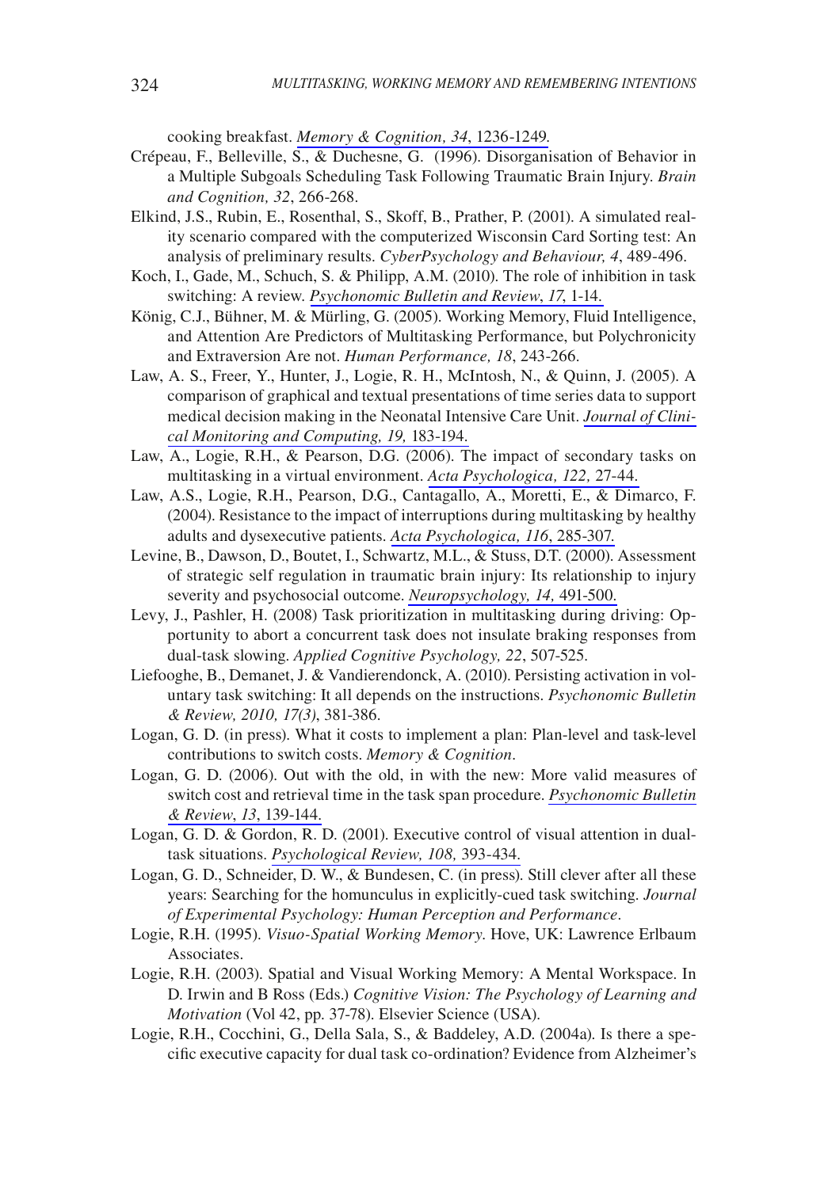cooking breakfast. *Memory & Cognition, 34*, 1236-1249.

Crépeau, F., Belleville, S., & Duchesne, G. (1996). Disorganisation of Behavior in a Multiple Subgoals Scheduling Task Following Traumatic Brain Injury. *Brain and Cognition, 32*, 266-268.

Elkind, J.S., Rubin, E., Rosenthal, S., Skoff, B., Prather, P. (2001). A simulated reality scenario compared with the computerized Wisconsin Card Sorting test: An analysis of preliminary results. *CyberPsychology and Behaviour, 4*, 489-496.

Koch, I., Gade, M., Schuch, S. & Philipp, A.M. (2010). The role of inhibition in task switching: A review. *Psychonomic Bulletin and Review*, *17,* 1-14.

König, C.J., Bühner, M. & Mürling, G. (2005). Working Memory, Fluid Intelligence, and Attention Are Predictors of Multitasking Performance, but Polychronicity and Extraversion Are not. *Human Performance, 18*, 243-266.

Law, A. S., Freer, Y., Hunter, J., Logie, R. H., McIntosh, N., & Quinn, J. (2005). A comparison of graphical and textual presentations of time series data to support medical decision making in the Neonatal Intensive Care Unit. *Journal of Clinical Monitoring and Computing, 19,* 183-194.

Law, A., Logie, R.H., & Pearson, D.G. (2006). The impact of secondary tasks on multitasking in a virtual environment. *Acta Psychologica, 122,* 27-44.

Law, A.S., Logie, R.H., Pearson, D.G., Cantagallo, A., Moretti, E., & Dimarco, F. (2004). Resistance to the impact of interruptions during multitasking by healthy adults and dysexecutive patients. *Acta Psychologica, 116*, 285-307.

Levine, B., Dawson, D., Boutet, I., Schwartz, M.L., & Stuss, D.T. (2000). Assessment of strategic self regulation in traumatic brain injury: Its relationship to injury severity and psychosocial outcome. *Neuropsychology, 14,* 491-500.

Levy, J., Pashler, H. (2008) Task prioritization in multitasking during driving: Opportunity to abort a concurrent task does not insulate braking responses from dual-task slowing. *Applied Cognitive Psychology, 22*, 507-525.

Liefooghe, B., Demanet, J. & Vandierendonck, A. (2010). Persisting activation in voluntary task switching: It all depends on the instructions. *Psychonomic Bulletin & Review, 2010, 17(3)*, 381-386.

Logan, G. D. (in press). What it costs to implement a plan: Plan-level and task-level contributions to switch costs. *Memory & Cognition*.

Logan, G. D. (2006). Out with the old, in with the new: More valid measures of switch cost and retrieval time in the task span procedure. *Psychonomic Bulletin & Review*, *13*, 139-144.

Logan, G. D. & Gordon, R. D. (2001). Executive control of visual attention in dual-task situations. *Psychological Review, 108,* 393-434.

Logan, G. D., Schneider, D. W., & Bundesen, C. (in press). Still clever after all these years: Searching for the homunculus in explicitly-cued task switching. *Journal of Experimental Psychology: Human Perception and Performance*.

Logie, R.H. (1995). *Visuo-Spatial Working Memory*. Hove, UK: Lawrence Erlbaum Associates.

Logie, R.H. (2003). Spatial and Visual Working Memory: A Mental Workspace. In D. Irwin and B Ross (Eds.) *Cognitive Vision: The Psychology of Learning and Motivation* (Vol 42, pp. 37-78). Elsevier Science (USA).

Logie, R.H., Cocchini, G., Della Sala, S., & Baddeley, A.D. (2004a). Is there a specific executive capacity for dual task co-ordination? Evidence from Alzheimer's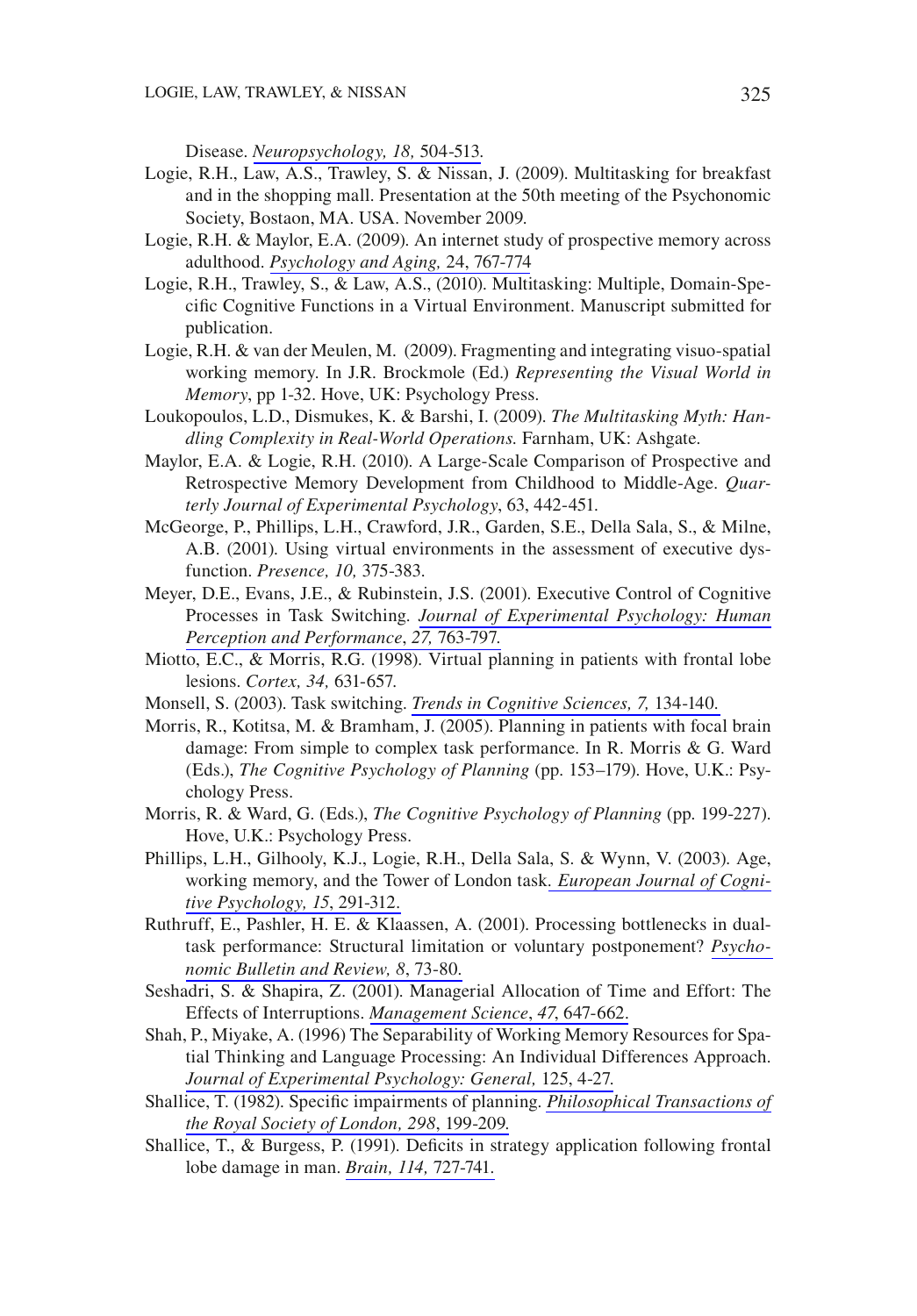Disease. *Neuropsychology, 18,* 504-513.

Logie, R.H., Law, A.S., Trawley, S. & Nissan, J. (2009). Multitasking for breakfast and in the shopping mall. Presentation at the 50th meeting of the Psychonomic Society, Bostaon, MA. USA. November 2009.

Logie, R.H. & Maylor, E.A. (2009). An internet study of prospective memory across adulthood. *Psychology and Aging,* 24, 767-774

Logie, R.H., Trawley, S., & Law, A.S., (2010). Multitasking: Multiple, Domain-Specific Cognitive Functions in a Virtual Environment. Manuscript submitted for publication.

Logie, R.H. & van der Meulen, M. (2009). Fragmenting and integrating visuo-spatial working memory. In J.R. Brockmole (Ed.) *Representing the Visual World in Memory*, pp 1-32. Hove, UK: Psychology Press.

Loukopoulos, L.D., Dismukes, K. & Barshi, I. (2009). *The Multitasking Myth: Handling Complexity in Real-World Operations.* Farnham, UK: Ashgate.

Maylor, E.A. & Logie, R.H. (2010). A Large-Scale Comparison of Prospective and Retrospective Memory Development from Childhood to Middle-Age. *Quarterly Journal of Experimental Psychology*, 63, 442-451.

McGeorge, P., Phillips, L.H., Crawford, J.R., Garden, S.E., Della Sala, S., & Milne, A.B. (2001). Using virtual environments in the assessment of executive dysfunction. *Presence, 10,* 375-383.

Meyer, D.E., Evans, J.E., & Rubinstein, J.S. (2001). Executive Control of Cognitive Processes in Task Switching. *Journal of Experimental Psychology: Human Perception and Performance*, *27,* 763-797.

Miotto, E.C., & Morris, R.G. (1998). Virtual planning in patients with frontal lobe lesions. *Cortex, 34,* 631-657.

Monsell, S. (2003). Task switching. *Trends in Cognitive Sciences, 7,* 134-140.

Morris, R., Kotitsa, M. & Bramham, J. (2005). Planning in patients with focal brain damage: From simple to complex task performance. In R. Morris & G. Ward (Eds.), *The Cognitive Psychology of Planning* (pp. 153–179). Hove, U.K.: Psychology Press.

Morris, R. & Ward, G. (Eds.), *The Cognitive Psychology of Planning* (pp. 199-227). Hove, U.K.: Psychology Press.

Phillips, L.H., Gilhooly, K.J., Logie, R.H., Della Sala, S. & Wynn, V. (2003). Age, working memory, and the Tower of London task. *European Journal of Cognitive Psychology, 15*, 291-312.

Ruthruff, E., Pashler, H. E. & Klaassen, A. (2001). Processing bottlenecks in dual-task performance: Structural limitation or voluntary postponement? *Psychonomic Bulletin and Review, 8*, 73-80.

Seshadri, S. & Shapira, Z. (2001). Managerial Allocation of Time and Effort: The Effects of Interruptions. *Management Science*, *47,* 647-662.

Shah, P., Miyake, A. (1996) The Separability of Working Memory Resources for Spatial Thinking and Language Processing: An Individual Differences Approach. *Journal of Experimental Psychology: General,* 125, 4-27.

Shallice, T. (1982). Specific impairments of planning. *Philosophical Transactions of the Royal Society of London, 298*, 199-209.

Shallice, T., & Burgess, P. (1991). Deficits in strategy application following frontal lobe damage in man. *Brain, 114,* 727-741.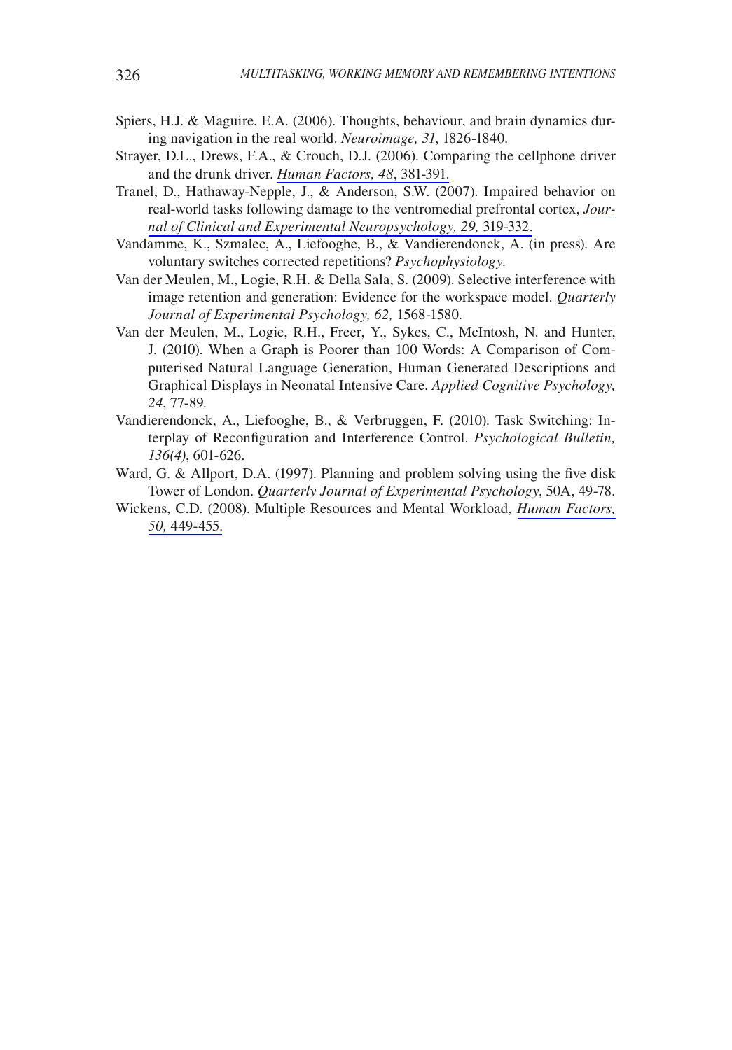Spiers, H.J. & Maguire, E.A. (2006). Thoughts, behaviour, and brain dynamics during navigation in the real world. *Neuroimage, 31*, 1826-1840.

Strayer, D.L., Drews, F.A., & Crouch, D.J. (2006). Comparing the cellphone driver and the drunk driver. *Human Factors, 48*, 381-391.

Tranel, D., Hathaway-Nepple, J., & Anderson, S.W. (2007). Impaired behavior on real-world tasks following damage to the ventromedial prefrontal cortex, *Journal of Clinical and Experimental Neuropsychology, 29,* 319-332.

Vandamme, K., Szmalec, A., Liefooghe, B., & Vandierendonck, A. (in press). Are voluntary switches corrected repetitions? *Psychophysiology*.

Van der Meulen, M., Logie, R.H. & Della Sala, S. (2009). Selective interference with image retention and generation: Evidence for the workspace model. *Quarterly Journal of Experimental Psychology, 62,* 1568-1580.

Van der Meulen, M., Logie, R.H., Freer, Y., Sykes, C., McIntosh, N. and Hunter, J. (2010). When a Graph is Poorer than 100 Words: A Comparison of Computerised Natural Language Generation, Human Generated Descriptions and Graphical Displays in Neonatal Intensive Care. *Applied Cognitive Psychology, 24*, 77-89.

Vandierendonck, A., Liefooghe, B., & Verbruggen, F. (2010). Task Switching: Interplay of Reconfiguration and Interference Control. *Psychological Bulletin, 136(4)*, 601-626.

Ward, G. & Allport, D.A. (1997). Planning and problem solving using the five disk Tower of London. *Quarterly Journal of Experimental Psychology*, 50A, 49-78.

Wickens, C.D. (2008). Multiple Resources and Mental Workload, *Human Factors, 50,* 449-455.